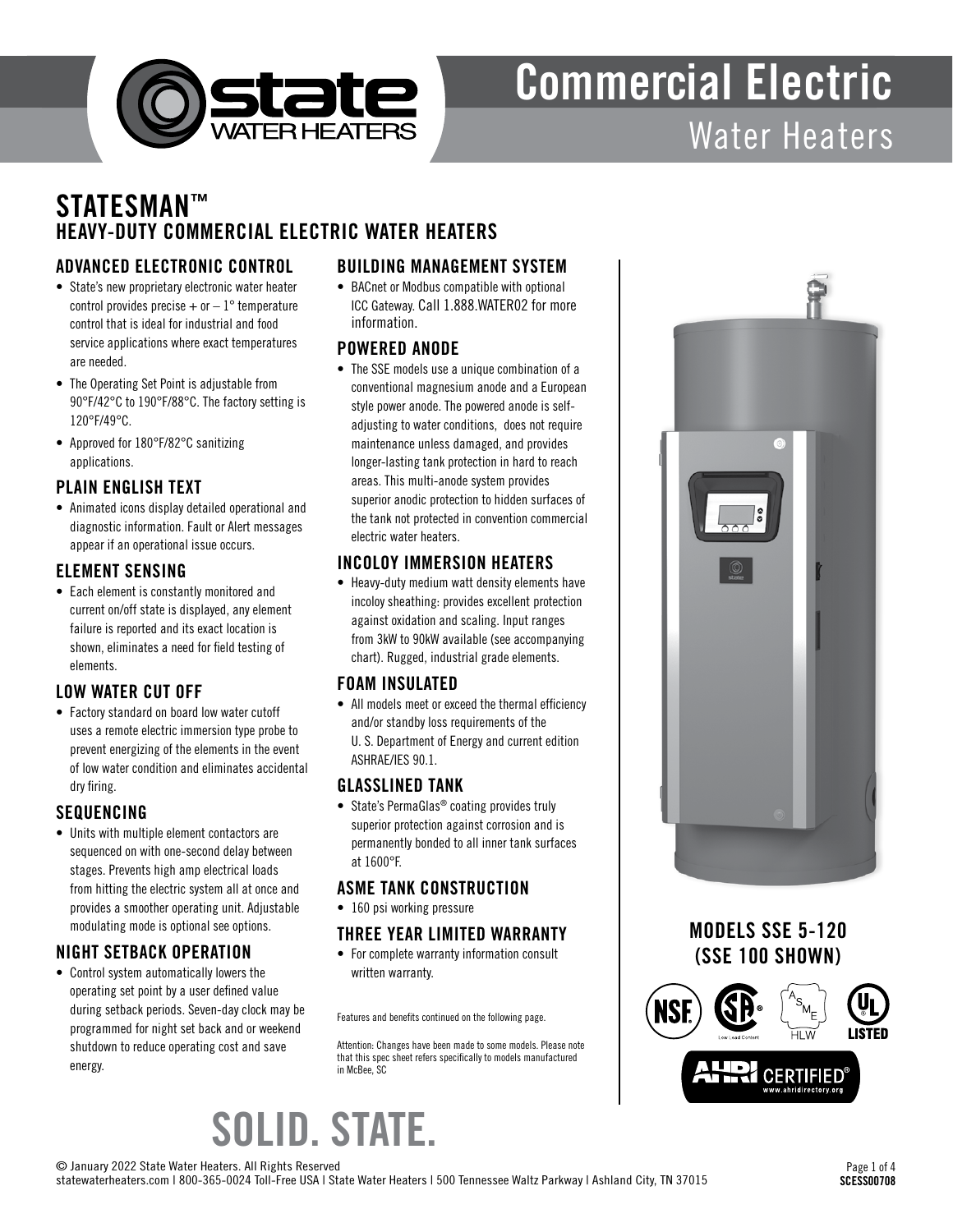# Commercial Electric Water Heaters

## STATESMAN™
### HEAVY-DUTY COMMERCIAL ELECTRIC WATER HEATERS

### ADVANCED ELECTRONIC CONTROL

- State's new proprietary electronic water heater control provides precise + or – 1° temperature control that is ideal for industrial and food service applications where exact temperatures are needed.
- The Operating Set Point is adjustable from 90°F/42°C to 190°F/88°C. The factory setting is 120°F/49°C.
- Approved for 180°F/82°C sanitizing applications.

### PLAIN ENGLISH TEXT

- Animated icons display detailed operational and diagnostic information. Fault or Alert messages appear if an operational issue occurs.

### ELEMENT SENSING

- Each element is constantly monitored and current on/off state is displayed, any element failure is reported and its exact location is shown, eliminates a need for field testing of elements.

### LOW WATER CUT OFF

- Factory standard on board low water cutoff uses a remote electric immersion type probe to prevent energizing of the elements in the event of low water condition and eliminates accidental dry firing.

### SEQUENCING

- Units with multiple element contactors are sequenced on with one-second delay between stages. Prevents high amp electrical loads from hitting the electric system all at once and provides a smoother operating unit. Adjustable modulating mode is optional see options.

### NIGHT SETBACK OPERATION

- Control system automatically lowers the operating set point by a user defined value during setback periods. Seven-day clock may be programmed for night set back and or weekend shutdown to reduce operating cost and save energy.

### BUILDING MANAGEMENT SYSTEM

- BACnet or Modbus compatible with optional ICC Gateway. Call 1.888.WATER02 for more information.

### POWERED ANODE

- The SSE models use a unique combination of a conventional magnesium anode and a European style power anode. The powered anode is self-adjusting to water conditions, does not require maintenance unless damaged, and provides longer-lasting tank protection in hard to reach areas. This multi-anode system provides superior anodic protection to hidden surfaces of the tank not protected in convention commercial electric water heaters.

### INCOLOY IMMERSION HEATERS

- Heavy-duty medium watt density elements have incoloy sheathing: provides excellent protection against oxidation and scaling. Input ranges from 3kW to 90kW available (see accompanying chart). Rugged, industrial grade elements.

### FOAM INSULATED

- All models meet or exceed the thermal efficiency and/or standby loss requirements of the U. S. Department of Energy and current edition ASHRAE/IES 90.1.

### GLASSLINED TANK

- State's PermaGlas® coating provides truly superior protection against corrosion and is permanently bonded to all inner tank surfaces at 1600°F.

### ASME TANK CONSTRUCTION

- 160 psi working pressure

### THREE YEAR LIMITED WARRANTY

- For complete warranty information consult written warranty.

Features and benefits continued on the following page.

Attention: Changes have been made to some models. Please note that this spec sheet refers specifically to models manufactured in McBee, SC

### MODELS SSE 5-120 (SSE 100 SHOWN)

NSF | CSA Low Lead Content | ASME HLW | UL LISTED | AHRI CERTIFIED® www.ahridirectory.org

# SOLID. STATE.

© January 2022 State Water Heaters. All Rights Reserved
statewaterheaters.com | 800-365-0024 Toll-Free USA | State Water Heaters | 500 Tennessee Waltz Parkway | Ashland City, TN 37015

SCESS00708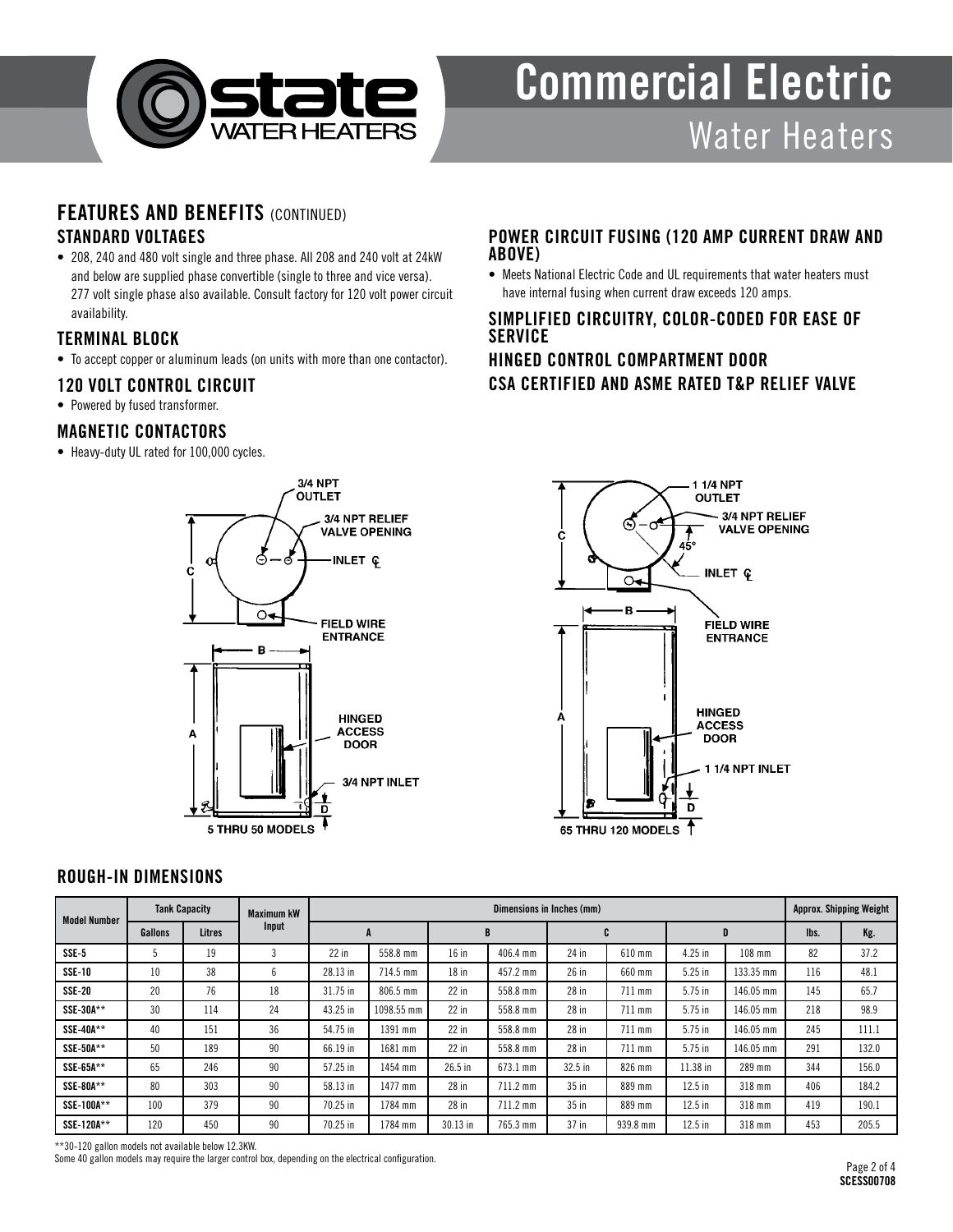# Commercial Electric Water Heaters

## FEATURES AND BENEFITS (CONTINUED)

### STANDARD VOLTAGES

- 208, 240 and 480 volt single and three phase. All 208 and 240 volt at 24kW and below are supplied phase convertible (single to three and vice versa). 277 volt single phase also available. Consult factory for 120 volt power circuit availability.

### TERMINAL BLOCK

- To accept copper or aluminum leads (on units with more than one contactor).

### 120 VOLT CONTROL CIRCUIT

- Powered by fused transformer.

### MAGNETIC CONTACTORS

- Heavy-duty UL rated for 100,000 cycles.

### POWER CIRCUIT FUSING (120 AMP CURRENT DRAW AND ABOVE)

- Meets National Electric Code and UL requirements that water heaters must have internal fusing when current draw exceeds 120 amps.

### SIMPLIFIED CIRCUITRY, COLOR-CODED FOR EASE OF SERVICE

### HINGED CONTROL COMPARTMENT DOOR

### CSA CERTIFIED AND ASME RATED T&P RELIEF VALVE

3/4 NPT OUTLET
3/4 NPT RELIEF VALVE OPENING
INLET ℄
FIELD WIRE ENTRANCE
HINGED ACCESS DOOR
3/4 NPT INLET
5 THRU 50 MODELS

1 1/4 NPT OUTLET
3/4 NPT RELIEF VALVE OPENING
45°
INLET ℄
FIELD WIRE ENTRANCE
HINGED ACCESS DOOR
1 1/4 NPT INLET
65 THRU 120 MODELS

## ROUGH-IN DIMENSIONS

| Model Number | Tank Capacity | | Maximum kW Input | Dimensions in Inches (mm) | | | | | | | | Approx. Shipping Weight | |
|---|---|---|---|---|---|---|---|---|---|---|---|---|---|
| | Gallons | Litres | | A | | B | | C | | D | | lbs. | Kg. |
| SSE-5 | 5 | 19 | 3 | 22 in | 558.8 mm | 16 in | 406.4 mm | 24 in | 610 mm | 4.25 in | 108 mm | 82 | 37.2 |
| SSE-10 | 10 | 38 | 6 | 28.13 in | 714.5 mm | 18 in | 457.2 mm | 26 in | 660 mm | 5.25 in | 133.35 mm | 116 | 48.1 |
| SSE-20 | 20 | 76 | 18 | 31.75 in | 806.5 mm | 22 in | 558.8 mm | 28 in | 711 mm | 5.75 in | 146.05 mm | 145 | 65.7 |
| SSE-30A** | 30 | 114 | 24 | 43.25 in | 1098.55 mm | 22 in | 558.8 mm | 28 in | 711 mm | 5.75 in | 146.05 mm | 218 | 98.9 |
| SSE-40A** | 40 | 151 | 36 | 54.75 in | 1391 mm | 22 in | 558.8 mm | 28 in | 711 mm | 5.75 in | 146.05 mm | 245 | 111.1 |
| SSE-50A** | 50 | 189 | 90 | 66.19 in | 1681 mm | 22 in | 558.8 mm | 28 in | 711 mm | 5.75 in | 146.05 mm | 291 | 132.0 |
| SSE-65A** | 65 | 246 | 90 | 57.25 in | 1454 mm | 26.5 in | 673.1 mm | 32.5 in | 826 mm | 11.38 in | 289 mm | 344 | 156.0 |
| SSE-80A** | 80 | 303 | 90 | 58.13 in | 1477 mm | 28 in | 711.2 mm | 35 in | 889 mm | 12.5 in | 318 mm | 406 | 184.2 |
| SSE-100A** | 100 | 379 | 90 | 70.25 in | 1784 mm | 28 in | 711.2 mm | 35 in | 889 mm | 12.5 in | 318 mm | 419 | 190.1 |
| SSE-120A** | 120 | 450 | 90 | 70.25 in | 1784 mm | 30.13 in | 765.3 mm | 37 in | 939.8 mm | 12.5 in | 318 mm | 453 | 205.5 |

**30-120 gallon models not available below 12.3KW.

Some 40 gallon models may require the larger control box, depending on the electrical configuration.

SCESS00708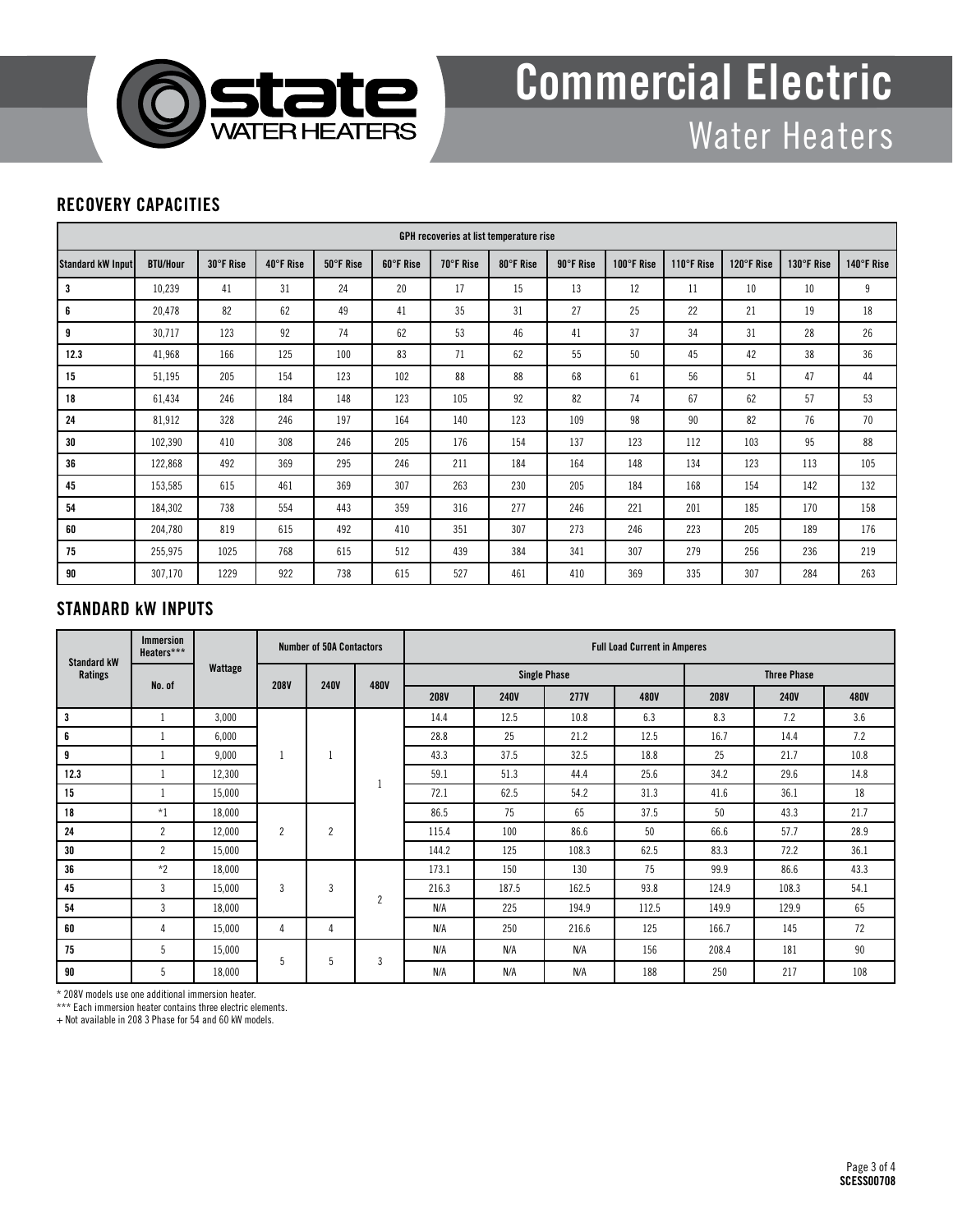# Commercial Electric Water Heaters

## RECOVERY CAPACITIES

| | | GPH recoveries at list temperature rise | | | | | | | | | | | |
|---|---|---|---|---|---|---|---|---|---|---|---|---|---|
| Standard kW Input | BTU/Hour | 30°F Rise | 40°F Rise | 50°F Rise | 60°F Rise | 70°F Rise | 80°F Rise | 90°F Rise | 100°F Rise | 110°F Rise | 120°F Rise | 130°F Rise | 140°F Rise |
| 3 | 10,239 | 41 | 31 | 24 | 20 | 17 | 15 | 13 | 12 | 11 | 10 | 10 | 9 |
| 6 | 20,478 | 82 | 62 | 49 | 41 | 35 | 31 | 27 | 25 | 22 | 21 | 19 | 18 |
| 9 | 30,717 | 123 | 92 | 74 | 62 | 53 | 46 | 41 | 37 | 34 | 31 | 28 | 26 |
| 12.3 | 41,968 | 166 | 125 | 100 | 83 | 71 | 62 | 55 | 50 | 45 | 42 | 38 | 36 |
| 15 | 51,195 | 205 | 154 | 123 | 102 | 88 | 88 | 68 | 61 | 56 | 51 | 47 | 44 |
| 18 | 61,434 | 246 | 184 | 148 | 123 | 105 | 92 | 82 | 74 | 67 | 62 | 57 | 53 |
| 24 | 81,912 | 328 | 246 | 197 | 164 | 140 | 123 | 109 | 98 | 90 | 82 | 76 | 70 |
| 30 | 102,390 | 410 | 308 | 246 | 205 | 176 | 154 | 137 | 123 | 112 | 103 | 95 | 88 |
| 36 | 122,868 | 492 | 369 | 295 | 246 | 211 | 184 | 164 | 148 | 134 | 123 | 113 | 105 |
| 45 | 153,585 | 615 | 461 | 369 | 307 | 263 | 230 | 205 | 184 | 168 | 154 | 142 | 132 |
| 54 | 184,302 | 738 | 554 | 443 | 359 | 316 | 277 | 246 | 221 | 201 | 185 | 170 | 158 |
| 60 | 204,780 | 819 | 615 | 492 | 410 | 351 | 307 | 273 | 246 | 223 | 205 | 189 | 176 |
| 75 | 255,975 | 1025 | 768 | 615 | 512 | 439 | 384 | 341 | 307 | 279 | 256 | 236 | 219 |
| 90 | 307,170 | 1229 | 922 | 738 | 615 | 527 | 461 | 410 | 369 | 335 | 307 | 284 | 263 |

## STANDARD kW INPUTS

| Standard kW Ratings | Immersion Heaters*** | Wattage | Number of 50A Contactors | | | Full Load Current in Amperes | | | | | | |
|---|---|---|---|---|---|---|---|---|---|---|---|---|
| | | | | | | Single Phase | | | | Three Phase | | |
| | No. of | | 208V | 240V | 480V | 208V | 240V | 277V | 480V | 208V | 240V | 480V |
| 3 | 1 | 3,000 | 1 | 1 | 1 | 14.4 | 12.5 | 10.8 | 6.3 | 8.3 | 7.2 | 3.6 |
| 6 | 1 | 6,000 | | | | 28.8 | 25 | 21.2 | 12.5 | 16.7 | 14.4 | 7.2 |
| 9 | 1 | 9,000 | | | | 43.3 | 37.5 | 32.5 | 18.8 | 25 | 21.7 | 10.8 |
| 12.3 | 1 | 12,300 | | | | 59.1 | 51.3 | 44.4 | 25.6 | 34.2 | 29.6 | 14.8 |
| 15 | 1 | 15,000 | | | | 72.1 | 62.5 | 54.2 | 31.3 | 41.6 | 36.1 | 18 |
| 18 | *1 | 18,000 | 2 | 2 | | 86.5 | 75 | 65 | 37.5 | 50 | 43.3 | 21.7 |
| 24 | 2 | 12,000 | | | | 115.4 | 100 | 86.6 | 50 | 66.6 | 57.7 | 28.9 |
| 30 | 2 | 15,000 | | | | 144.2 | 125 | 108.3 | 62.5 | 83.3 | 72.2 | 36.1 |
| 36 | *2 | 18,000 | 3 | 3 | 2 | 173.1 | 150 | 130 | 75 | 99.9 | 86.6 | 43.3 |
| 45 | 3 | 15,000 | | | | 216.3 | 187.5 | 162.5 | 93.8 | 124.9 | 108.3 | 54.1 |
| 54 | 3 | 18,000 | | | | N/A | 225 | 194.9 | 112.5 | 149.9 | 129.9 | 65 |
| 60 | 4 | 15,000 | 4 | 4 | | N/A | 250 | 216.6 | 125 | 166.7 | 145 | 72 |
| 75 | 5 | 15,000 | 5 | 5 | 3 | N/A | N/A | N/A | 156 | 208.4 | 181 | 90 |
| 90 | 5 | 18,000 | | | | N/A | N/A | N/A | 188 | 250 | 217 | 108 |

\* 208V models use one additional immersion heater.

\*\*\* Each immersion heater contains three electric elements.

+ Not available in 208 3 Phase for 54 and 60 kW models.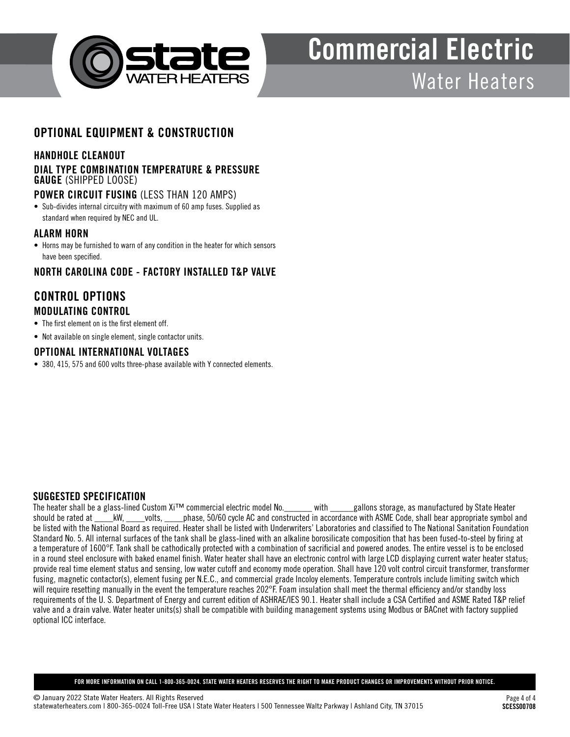## OPTIONAL EQUIPMENT & CONSTRUCTION

### HANDHOLE CLEANOUT

### DIAL TYPE COMBINATION TEMPERATURE & PRESSURE GAUGE (SHIPPED LOOSE)

### POWER CIRCUIT FUSING (LESS THAN 120 AMPS)

- Sub-divides internal circuitry with maximum of 60 amp fuses. Supplied as standard when required by NEC and UL.

### ALARM HORN

- Horns may be furnished to warn of any condition in the heater for which sensors have been specified.

### NORTH CAROLINA CODE - FACTORY INSTALLED T&P VALVE

## CONTROL OPTIONS

### MODULATING CONTROL

- The first element on is the first element off.
- Not available on single element, single contactor units.

### OPTIONAL INTERNATIONAL VOLTAGES

- 380, 415, 575 and 600 volts three-phase available with Y connected elements.

### SUGGESTED SPECIFICATION

The heater shall be a glass-lined Custom Xi™ commercial electric model No.\_\_\_\_\_\_\_ with \_\_\_\_\_\_gallons storage, as manufactured by State Heater should be rated at \_\_\_\_\_kW, \_\_\_\_\_volts, \_\_\_\_\_phase, 50/60 cycle AC and constructed in accordance with ASME Code, shall bear appropriate symbol and be listed with the National Board as required. Heater shall be listed with Underwriters' Laboratories and classified to The National Sanitation Foundation Standard No. 5. All internal surfaces of the tank shall be glass-lined with an alkaline borosilicate composition that has been fused-to-steel by firing at a temperature of 1600°F. Tank shall be cathodically protected with a combination of sacrificial and powered anodes. The entire vessel is to be enclosed in a round steel enclosure with baked enamel finish. Water heater shall have an electronic control with large LCD displaying current water heater status; provide real time element status and sensing, low water cutoff and economy mode operation. Shall have 120 volt control circuit transformer, transformer fusing, magnetic contactor(s), element fusing per N.E.C., and commercial grade Incoloy elements. Temperature controls include limiting switch which will require resetting manually in the event the temperature reaches 202°F. Foam insulation shall meet the thermal efficiency and/or standby loss requirements of the U. S. Department of Energy and current edition of ASHRAE/IES 90.1. Heater shall include a CSA Certified and ASME Rated T&P relief valve and a drain valve. Water heater units(s) shall be compatible with building management systems using Modbus or BACnet with factory supplied optional ICC interface.

FOR MORE INFORMATION ON CALL 1-800-365-0024. STATE WATER HEATERS RESERVES THE RIGHT TO MAKE PRODUCT CHANGES OR IMPROVEMENTS WITHOUT PRIOR NOTICE.

© January 2022 State Water Heaters. All Rights Reserved
statewaterheaters.com | 800-365-0024 Toll-Free USA | State Water Heaters | 500 Tennessee Waltz Parkway | Ashland City, TN 37015

SCESS00708